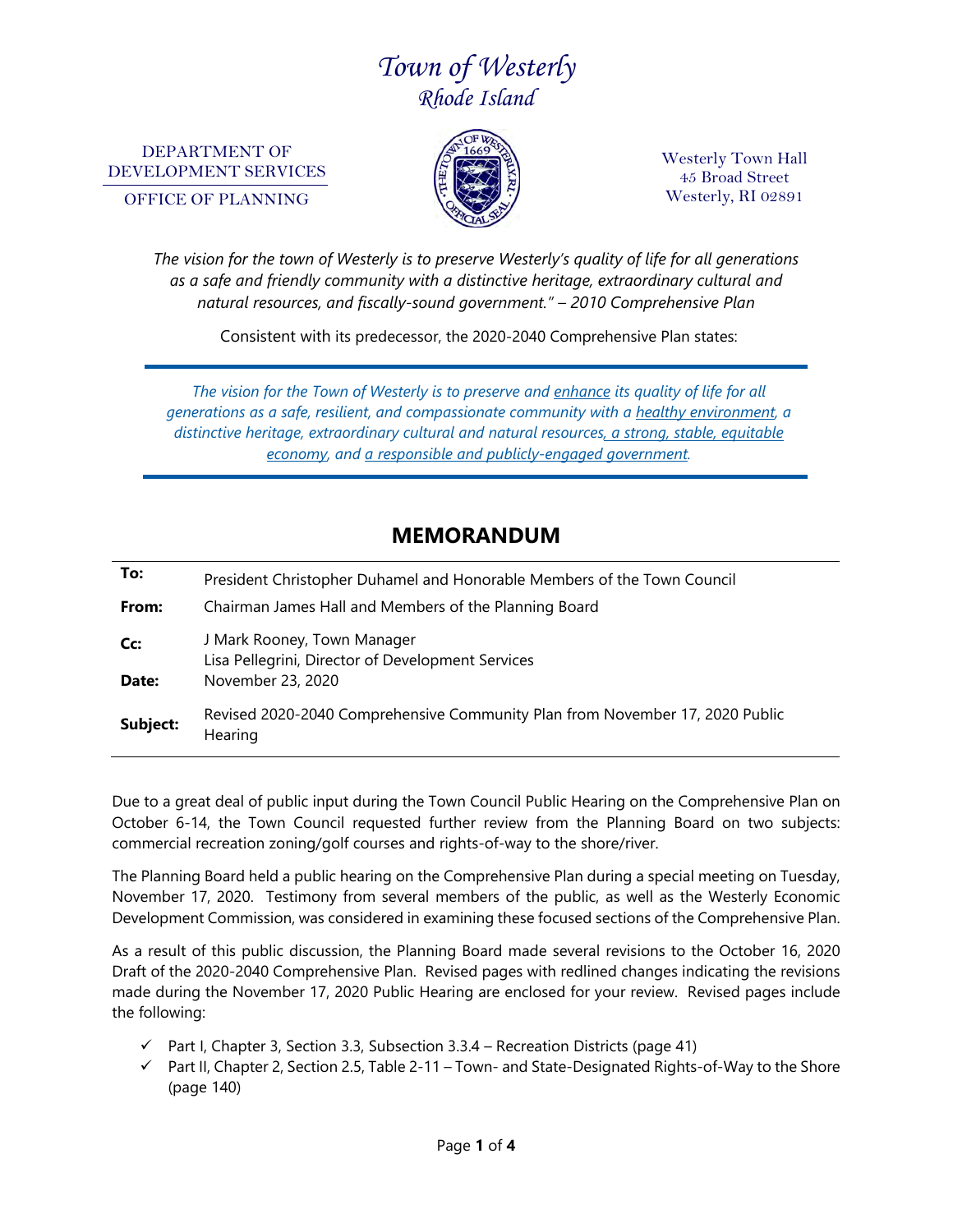# *Town of Westerly*
## *Rhode Island*

DEPARTMENT OF DEVELOPMENT SERVICES
OFFICE OF PLANNING

Westerly Town Hall
45 Broad Street
Westerly, RI 02891

*The vision for the town of Westerly is to preserve Westerly's quality of life for all generations as a safe and friendly community with a distinctive heritage, extraordinary cultural and natural resources, and fiscally-sound government." – 2010 Comprehensive Plan*

Consistent with its predecessor, the 2020-2040 Comprehensive Plan states:

*The vision for the Town of Westerly is to preserve and <u>enhance</u> its quality of life for all generations as a safe, resilient, and compassionate community with a <u>healthy environment</u>, a distinctive heritage, extraordinary cultural and natural resources<u>, a strong, stable, equitable economy</u>, and <u>a responsible and publicly-engaged government</u>.*

## MEMORANDUM

| | |
|---|---|
| **To:** | President Christopher Duhamel and Honorable Members of the Town Council |
| **From:** | Chairman James Hall and Members of the Planning Board |
| **Cc:** | J Mark Rooney, Town Manager<br>Lisa Pellegrini, Director of Development Services |
| **Date:** | November 23, 2020 |
| **Subject:** | Revised 2020-2040 Comprehensive Community Plan from November 17, 2020 Public Hearing |

Due to a great deal of public input during the Town Council Public Hearing on the Comprehensive Plan on October 6-14, the Town Council requested further review from the Planning Board on two subjects: commercial recreation zoning/golf courses and rights-of-way to the shore/river.

The Planning Board held a public hearing on the Comprehensive Plan during a special meeting on Tuesday, November 17, 2020. Testimony from several members of the public, as well as the Westerly Economic Development Commission, was considered in examining these focused sections of the Comprehensive Plan.

As a result of this public discussion, the Planning Board made several revisions to the October 16, 2020 Draft of the 2020-2040 Comprehensive Plan. Revised pages with redlined changes indicating the revisions made during the November 17, 2020 Public Hearing are enclosed for your review. Revised pages include the following:

- ✓ Part I, Chapter 3, Section 3.3, Subsection 3.3.4 – Recreation Districts (page 41)
- ✓ Part II, Chapter 2, Section 2.5, Table 2-11 – Town- and State-Designated Rights-of-Way to the Shore (page 140)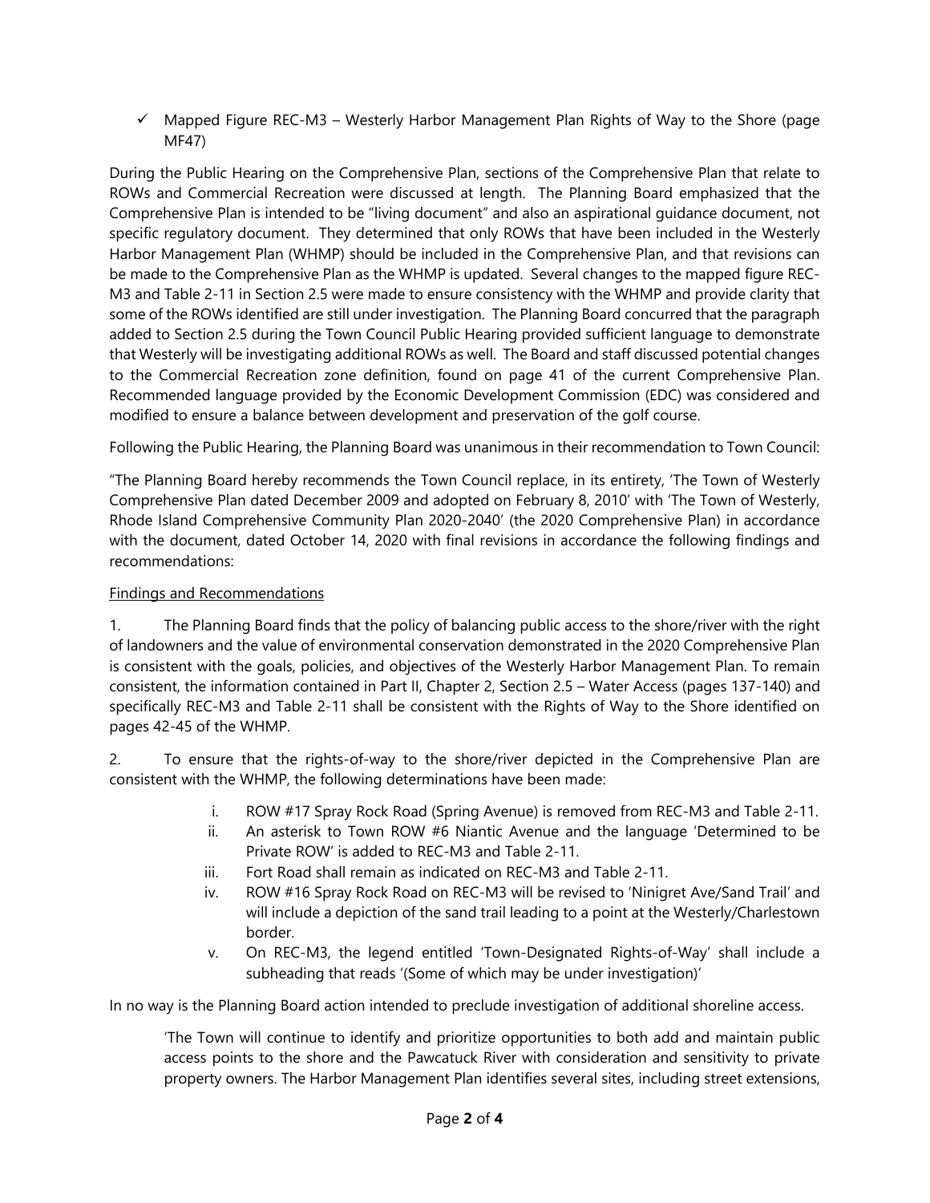- ✓ Mapped Figure REC-M3 – Westerly Harbor Management Plan Rights of Way to the Shore (page MF47)

During the Public Hearing on the Comprehensive Plan, sections of the Comprehensive Plan that relate to ROWs and Commercial Recreation were discussed at length. The Planning Board emphasized that the Comprehensive Plan is intended to be "living document" and also an aspirational guidance document, not specific regulatory document. They determined that only ROWs that have been included in the Westerly Harbor Management Plan (WHMP) should be included in the Comprehensive Plan, and that revisions can be made to the Comprehensive Plan as the WHMP is updated. Several changes to the mapped figure REC-M3 and Table 2-11 in Section 2.5 were made to ensure consistency with the WHMP and provide clarity that some of the ROWs identified are still under investigation. The Planning Board concurred that the paragraph added to Section 2.5 during the Town Council Public Hearing provided sufficient language to demonstrate that Westerly will be investigating additional ROWs as well. The Board and staff discussed potential changes to the Commercial Recreation zone definition, found on page 41 of the current Comprehensive Plan. Recommended language provided by the Economic Development Commission (EDC) was considered and modified to ensure a balance between development and preservation of the golf course.

Following the Public Hearing, the Planning Board was unanimous in their recommendation to Town Council:

"The Planning Board hereby recommends the Town Council replace, in its entirety, 'The Town of Westerly Comprehensive Plan dated December 2009 and adopted on February 8, 2010' with 'The Town of Westerly, Rhode Island Comprehensive Community Plan 2020-2040' (the 2020 Comprehensive Plan) in accordance with the document, dated October 14, 2020 with final revisions in accordance the following findings and recommendations:

Findings and Recommendations

1. The Planning Board finds that the policy of balancing public access to the shore/river with the right of landowners and the value of environmental conservation demonstrated in the 2020 Comprehensive Plan is consistent with the goals, policies, and objectives of the Westerly Harbor Management Plan. To remain consistent, the information contained in Part II, Chapter 2, Section 2.5 – Water Access (pages 137-140) and specifically REC-M3 and Table 2-11 shall be consistent with the Rights of Way to the Shore identified on pages 42-45 of the WHMP.

2. To ensure that the rights-of-way to the shore/river depicted in the Comprehensive Plan are consistent with the WHMP, the following determinations have been made:

   i. ROW #17 Spray Rock Road (Spring Avenue) is removed from REC-M3 and Table 2-11.
   ii. An asterisk to Town ROW #6 Niantic Avenue and the language 'Determined to be Private ROW' is added to REC-M3 and Table 2-11.
   iii. Fort Road shall remain as indicated on REC-M3 and Table 2-11.
   iv. ROW #16 Spray Rock Road on REC-M3 will be revised to 'Ninigret Ave/Sand Trail' and will include a depiction of the sand trail leading to a point at the Westerly/Charlestown border.
   v. On REC-M3, the legend entitled 'Town-Designated Rights-of-Way' shall include a subheading that reads '(Some of which may be under investigation)'

In no way is the Planning Board action intended to preclude investigation of additional shoreline access.

> 'The Town will continue to identify and prioritize opportunities to both add and maintain public access points to the shore and the Pawcatuck River with consideration and sensitivity to private property owners. The Harbor Management Plan identifies several sites, including street extensions,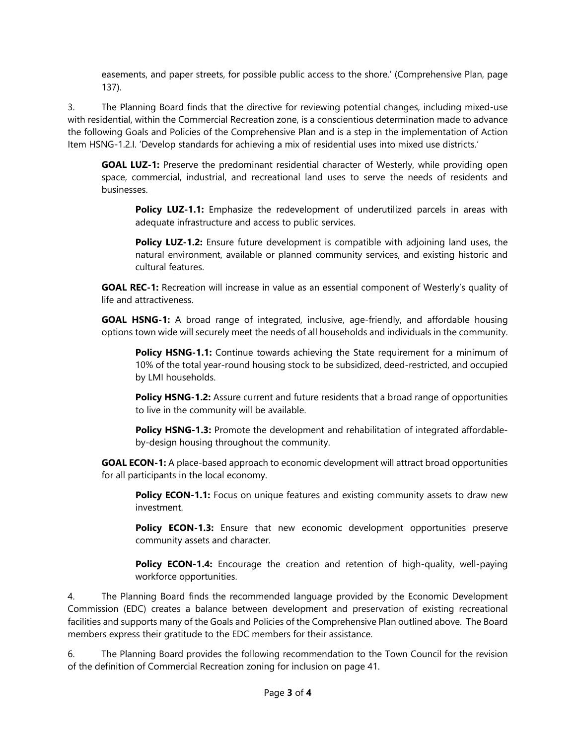easements, and paper streets, for possible public access to the shore.' (Comprehensive Plan, page 137).

3. The Planning Board finds that the directive for reviewing potential changes, including mixed-use with residential, within the Commercial Recreation zone, is a conscientious determination made to advance the following Goals and Policies of the Comprehensive Plan and is a step in the implementation of Action Item HSNG-1.2.I. 'Develop standards for achieving a mix of residential uses into mixed use districts.'

> **GOAL LUZ-1:** Preserve the predominant residential character of Westerly, while providing open space, commercial, industrial, and recreational land uses to serve the needs of residents and businesses.
>
> > **Policy LUZ-1.1:** Emphasize the redevelopment of underutilized parcels in areas with adequate infrastructure and access to public services.
> >
> > **Policy LUZ-1.2:** Ensure future development is compatible with adjoining land uses, the natural environment, available or planned community services, and existing historic and cultural features.
>
> **GOAL REC-1:** Recreation will increase in value as an essential component of Westerly's quality of life and attractiveness.
>
> **GOAL HSNG-1:** A broad range of integrated, inclusive, age-friendly, and affordable housing options town wide will securely meet the needs of all households and individuals in the community.
>
> > **Policy HSNG-1.1:** Continue towards achieving the State requirement for a minimum of 10% of the total year-round housing stock to be subsidized, deed-restricted, and occupied by LMI households.
> >
> > **Policy HSNG-1.2:** Assure current and future residents that a broad range of opportunities to live in the community will be available.
> >
> > **Policy HSNG-1.3:** Promote the development and rehabilitation of integrated affordable-by-design housing throughout the community.
>
> **GOAL ECON-1:** A place-based approach to economic development will attract broad opportunities for all participants in the local economy.
>
> > **Policy ECON-1.1:** Focus on unique features and existing community assets to draw new investment.
> >
> > **Policy ECON-1.3:** Ensure that new economic development opportunities preserve community assets and character.
> >
> > **Policy ECON-1.4:** Encourage the creation and retention of high-quality, well-paying workforce opportunities.

4. The Planning Board finds the recommended language provided by the Economic Development Commission (EDC) creates a balance between development and preservation of existing recreational facilities and supports many of the Goals and Policies of the Comprehensive Plan outlined above. The Board members express their gratitude to the EDC members for their assistance.

6. The Planning Board provides the following recommendation to the Town Council for the revision of the definition of Commercial Recreation zoning for inclusion on page 41.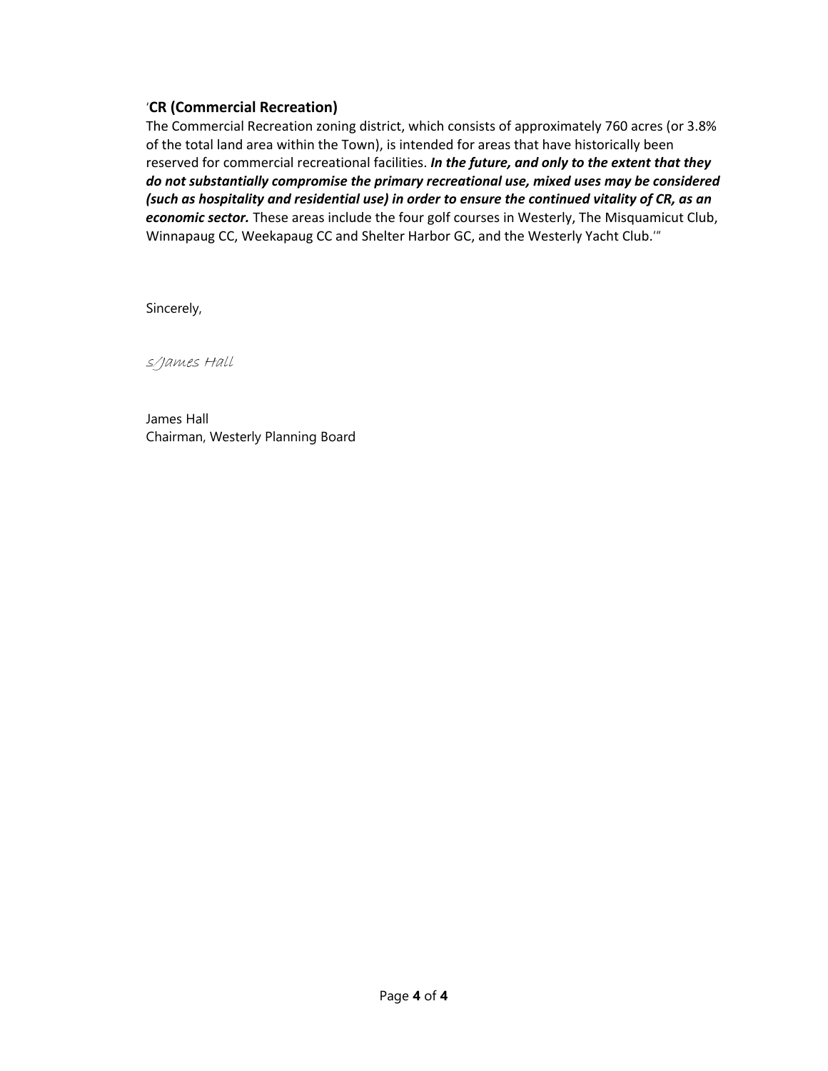'**CR (Commercial Recreation)**

The Commercial Recreation zoning district, which consists of approximately 760 acres (or 3.8% of the total land area within the Town), is intended for areas that have historically been reserved for commercial recreational facilities. ***In the future, and only to the extent that they do not substantially compromise the primary recreational use, mixed uses may be considered (such as hospitality and residential use) in order to ensure the continued vitality of CR, as an economic sector.*** These areas include the four golf courses in Westerly, The Misquamicut Club, Winnapaug CC, Weekapaug CC and Shelter Harbor GC, and the Westerly Yacht Club.'"

Sincerely,

s/James Hall

James Hall
Chairman, Westerly Planning Board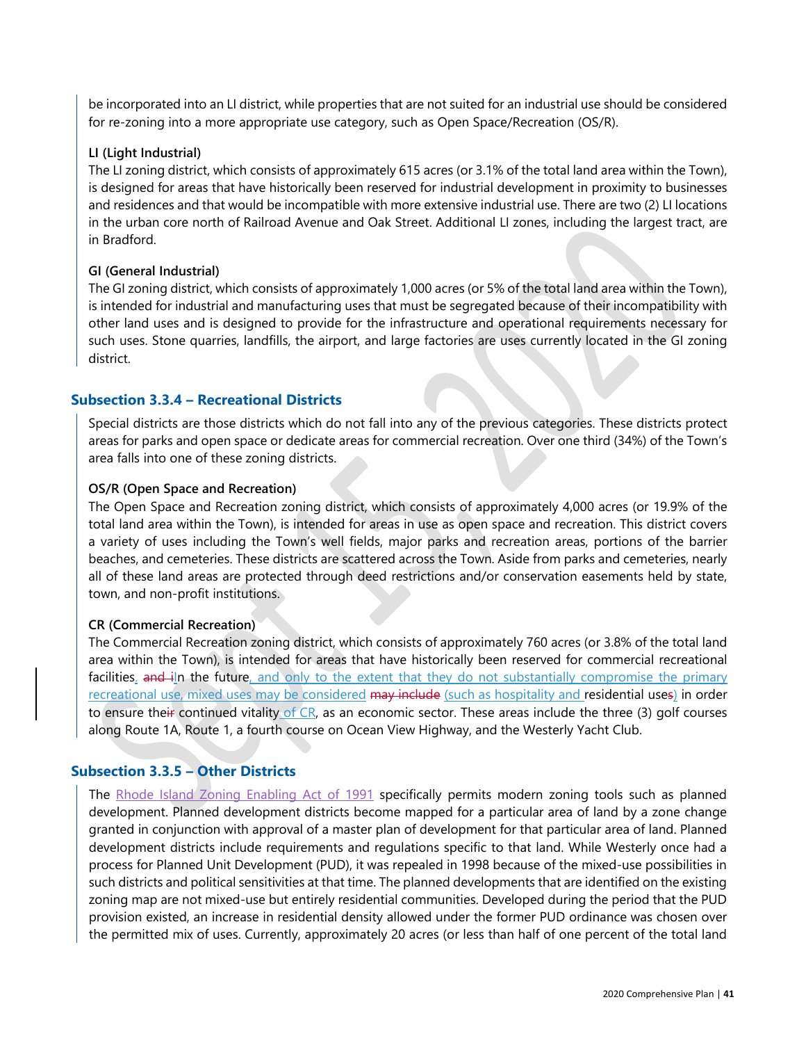be incorporated into an LI district, while properties that are not suited for an industrial use should be considered for re-zoning into a more appropriate use category, such as Open Space/Recreation (OS/R).

**LI (Light Industrial)**

The LI zoning district, which consists of approximately 615 acres (or 3.1% of the total land area within the Town), is designed for areas that have historically been reserved for industrial development in proximity to businesses and residences and that would be incompatible with more extensive industrial use. There are two (2) LI locations in the urban core north of Railroad Avenue and Oak Street. Additional LI zones, including the largest tract, are in Bradford.

**GI (General Industrial)**

The GI zoning district, which consists of approximately 1,000 acres (or 5% of the total land area within the Town), is intended for industrial and manufacturing uses that must be segregated because of their incompatibility with other land uses and is designed to provide for the infrastructure and operational requirements necessary for such uses. Stone quarries, landfills, the airport, and large factories are uses currently located in the GI zoning district.

## Subsection 3.3.4 – Recreational Districts

Special districts are those districts which do not fall into any of the previous categories. These districts protect areas for parks and open space or dedicate areas for commercial recreation. Over one third (34%) of the Town's area falls into one of these zoning districts.

**OS/R (Open Space and Recreation)**

The Open Space and Recreation zoning district, which consists of approximately 4,000 acres (or 19.9% of the total land area within the Town), is intended for areas in use as open space and recreation. This district covers a variety of uses including the Town's well fields, major parks and recreation areas, portions of the barrier beaches, and cemeteries. These districts are scattered across the Town. Aside from parks and cemeteries, nearly all of these land areas are protected through deed restrictions and/or conservation easements held by state, town, and non-profit institutions.

**CR (Commercial Recreation)**

The Commercial Recreation zoning district, which consists of approximately 760 acres (or 3.8% of the total land area within the Town), is intended for areas that have historically been reserved for commercial recreational facilities. ~~and i~~In the future, and only to the extent that they do not substantially compromise the primary recreational use, mixed uses may be considered ~~may include~~ (such as hospitality and residential use~~s~~) in order to ensure the~~ir~~ continued vitality of CR, as an economic sector. These areas include the three (3) golf courses along Route 1A, Route 1, a fourth course on Ocean View Highway, and the Westerly Yacht Club.

## Subsection 3.3.5 – Other Districts

The Rhode Island Zoning Enabling Act of 1991 specifically permits modern zoning tools such as planned development. Planned development districts become mapped for a particular area of land by a zone change granted in conjunction with approval of a master plan of development for that particular area of land. Planned development districts include requirements and regulations specific to that land. While Westerly once had a process for Planned Unit Development (PUD), it was repealed in 1998 because of the mixed-use possibilities in such districts and political sensitivities at that time. The planned developments that are identified on the existing zoning map are not mixed-use but entirely residential communities. Developed during the period that the PUD provision existed, an increase in residential density allowed under the former PUD ordinance was chosen over the permitted mix of uses. Currently, approximately 20 acres (or less than half of one percent of the total land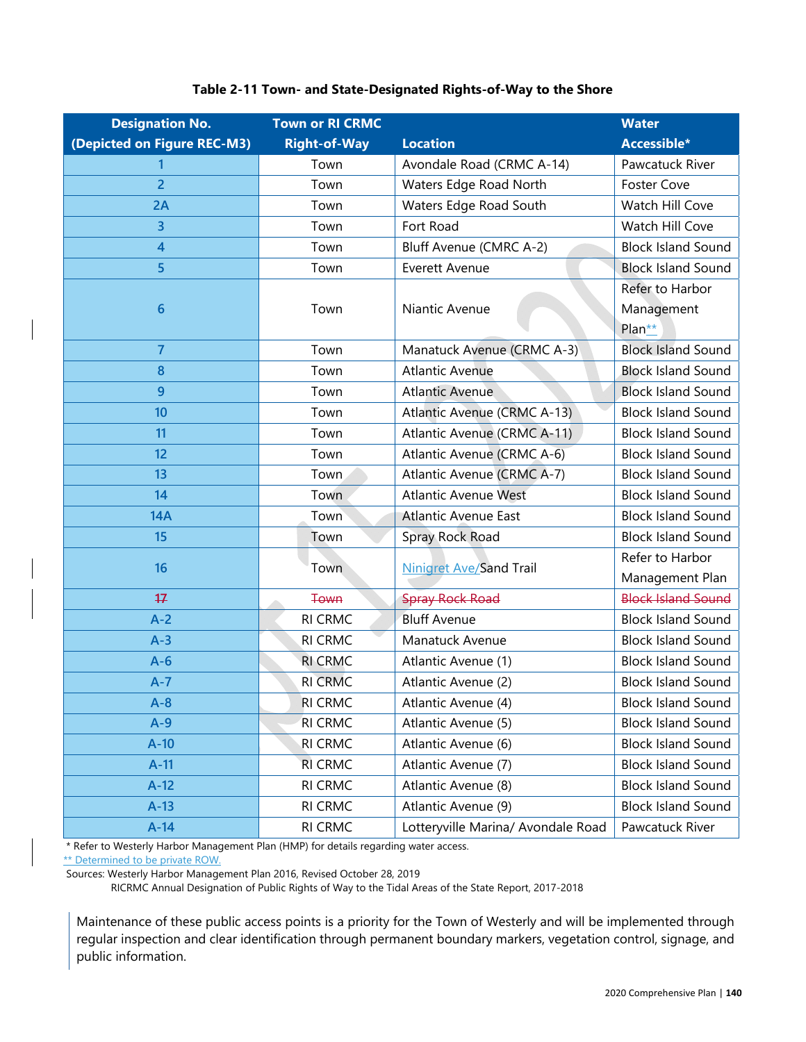**Table 2-11 Town- and State-Designated Rights-of-Way to the Shore**

| Designation No. (Depicted on Figure REC-M3) | Town or RI CRMC Right-of-Way | Location | Water Accessible* |
|---|---|---|---|
| 1 | Town | Avondale Road (CRMC A-14) | Pawcatuck River |
| 2 | Town | Waters Edge Road North | Foster Cove |
| 2A | Town | Waters Edge Road South | Watch Hill Cove |
| 3 | Town | Fort Road | Watch Hill Cove |
| 4 | Town | Bluff Avenue (CMRC A-2) | Block Island Sound |
| 5 | Town | Everett Avenue | Block Island Sound |
| 6 | Town | Niantic Avenue | Refer to Harbor Management Plan** |
| 7 | Town | Manatuck Avenue (CRMC A-3) | Block Island Sound |
| 8 | Town | Atlantic Avenue | Block Island Sound |
| 9 | Town | Atlantic Avenue | Block Island Sound |
| 10 | Town | Atlantic Avenue (CRMC A-13) | Block Island Sound |
| 11 | Town | Atlantic Avenue (CRMC A-11) | Block Island Sound |
| 12 | Town | Atlantic Avenue (CRMC A-6) | Block Island Sound |
| 13 | Town | Atlantic Avenue (CRMC A-7) | Block Island Sound |
| 14 | Town | Atlantic Avenue West | Block Island Sound |
| 14A | Town | Atlantic Avenue East | Block Island Sound |
| 15 | Town | Spray Rock Road | Block Island Sound |
| 16 | Town | Ninigret Ave/Sand Trail | Refer to Harbor Management Plan |
| ~~17~~ | ~~Town~~ | ~~Spray Rock Road~~ | ~~Block Island Sound~~ |
| A-2 | RI CRMC | Bluff Avenue | Block Island Sound |
| A-3 | RI CRMC | Manatuck Avenue | Block Island Sound |
| A-6 | RI CRMC | Atlantic Avenue (1) | Block Island Sound |
| A-7 | RI CRMC | Atlantic Avenue (2) | Block Island Sound |
| A-8 | RI CRMC | Atlantic Avenue (4) | Block Island Sound |
| A-9 | RI CRMC | Atlantic Avenue (5) | Block Island Sound |
| A-10 | RI CRMC | Atlantic Avenue (6) | Block Island Sound |
| A-11 | RI CRMC | Atlantic Avenue (7) | Block Island Sound |
| A-12 | RI CRMC | Atlantic Avenue (8) | Block Island Sound |
| A-13 | RI CRMC | Atlantic Avenue (9) | Block Island Sound |
| A-14 | RI CRMC | Lotteryville Marina/ Avondale Road | Pawcatuck River |

\* Refer to Westerly Harbor Management Plan (HMP) for details regarding water access.
\*\* Determined to be private ROW.
Sources: Westerly Harbor Management Plan 2016, Revised October 28, 2019
RICRMC Annual Designation of Public Rights of Way to the Tidal Areas of the State Report, 2017-2018

Maintenance of these public access points is a priority for the Town of Westerly and will be implemented through regular inspection and clear identification through permanent boundary markers, vegetation control, signage, and public information.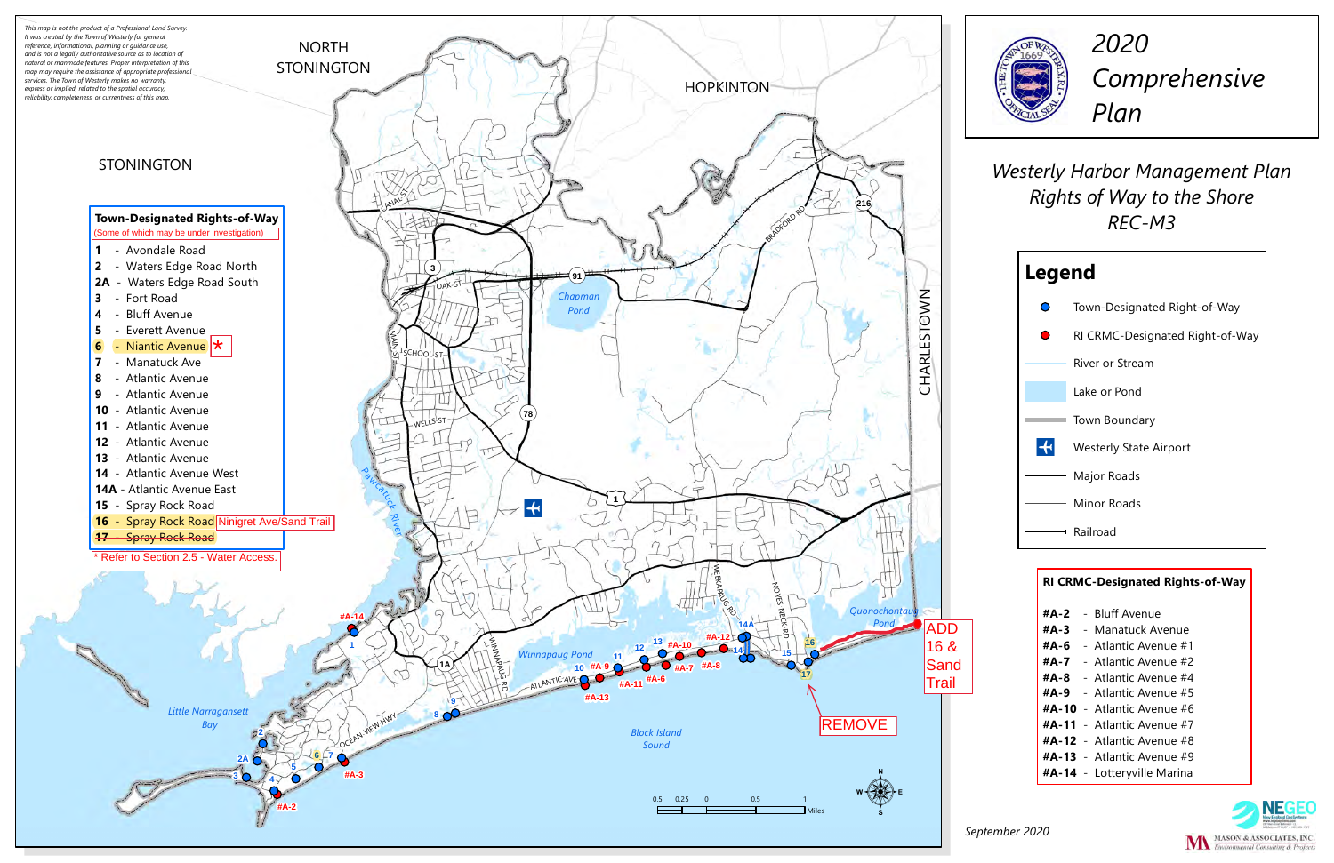This map is not the product of a Professional Land Survey. It was created by the Town of Westerly for general reference, informational, planning or guidance use, and is not a legally authoritative source as to location of natural or manmade features. Proper interpretation of this map may require the assistance of appropriate professional services. The Town of Westerly makes no warranty, express or implied, related to the spatial accuracy, reliability, completeness, or currentness of this map.

# 2020 Comprehensive Plan

## Westerly Harbor Management Plan Rights of Way to the Shore REC-M3

### Town-Designated Rights-of-Way

(Some of which may be under investigation)

- 1 - Avondale Road
- 2 - Waters Edge Road North
- 2A - Waters Edge Road South
- 3 - Fort Road
- 4 - Bluff Avenue
- 5 - Everett Avenue
- 6 - Niantic Avenue *
- 7 - Manatuck Ave
- 8 - Atlantic Avenue
- 9 - Atlantic Avenue
- 10 - Atlantic Avenue
- 11 - Atlantic Avenue
- 12 - Atlantic Avenue
- 13 - Atlantic Avenue
- 14 - Atlantic Avenue West
- 14A - Atlantic Avenue East
- 15 - Spray Rock Road
- 16 - ~~Spray Rock Road~~ Ninigret Ave/Sand Trail
- 17 - ~~Spray Rock Road~~

* Refer to Section 2.5 - Water Access.

### Legend

- Town-Designated Right-of-Way
- RI CRMC-Designated Right-of-Way
- River or Stream
- Lake or Pond
- Town Boundary
- Westerly State Airport
- Major Roads
- Minor Roads
- Railroad

### RI CRMC-Designated Rights-of-Way

- #A-2 - Bluff Avenue
- #A-3 - Manatuck Avenue
- #A-6 - Atlantic Avenue #1
- #A-7 - Atlantic Avenue #2
- #A-8 - Atlantic Avenue #4
- #A-9 - Atlantic Avenue #5
- #A-10 - Atlantic Avenue #6
- #A-11 - Atlantic Avenue #7
- #A-12 - Atlantic Avenue #8
- #A-13 - Atlantic Avenue #9
- #A-14 - Lotteryville Marina

ADD 16 & Sand Trail

REMOVE

NORTH STONINGTON

HOPKINTON

STONINGTON

CHARLESTOWN

Chapman Pond

Pawcatuck River

Winnapaug Pond

Quonochontaug Pond

Little Narragansett Bay

Block Island Sound

0.5 0.25 0 0.5 1 Miles

September 2020

NEGEO

MASON & ASSOCIATES, INC. Environmental Consulting & Projects